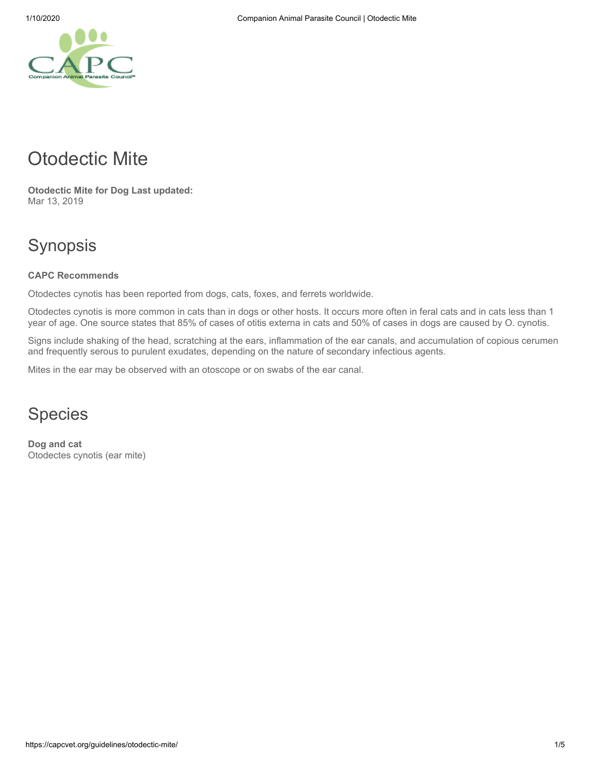# Otodectic Mite

**Otodectic Mite for Dog Last updated:**
Mar 13, 2019

## Synopsis

**CAPC Recommends**

Otodectes cynotis has been reported from dogs, cats, foxes, and ferrets worldwide.

Otodectes cynotis is more common in cats than in dogs or other hosts. It occurs more often in feral cats and in cats less than 1 year of age. One source states that 85% of cases of otitis externa in cats and 50% of cases in dogs are caused by O. cynotis.

Signs include shaking of the head, scratching at the ears, inflammation of the ear canals, and accumulation of copious cerumen and frequently serous to purulent exudates, depending on the nature of secondary infectious agents.

Mites in the ear may be observed with an otoscope or on swabs of the ear canal.

## Species

**Dog and cat**
Otodectes cynotis (ear mite)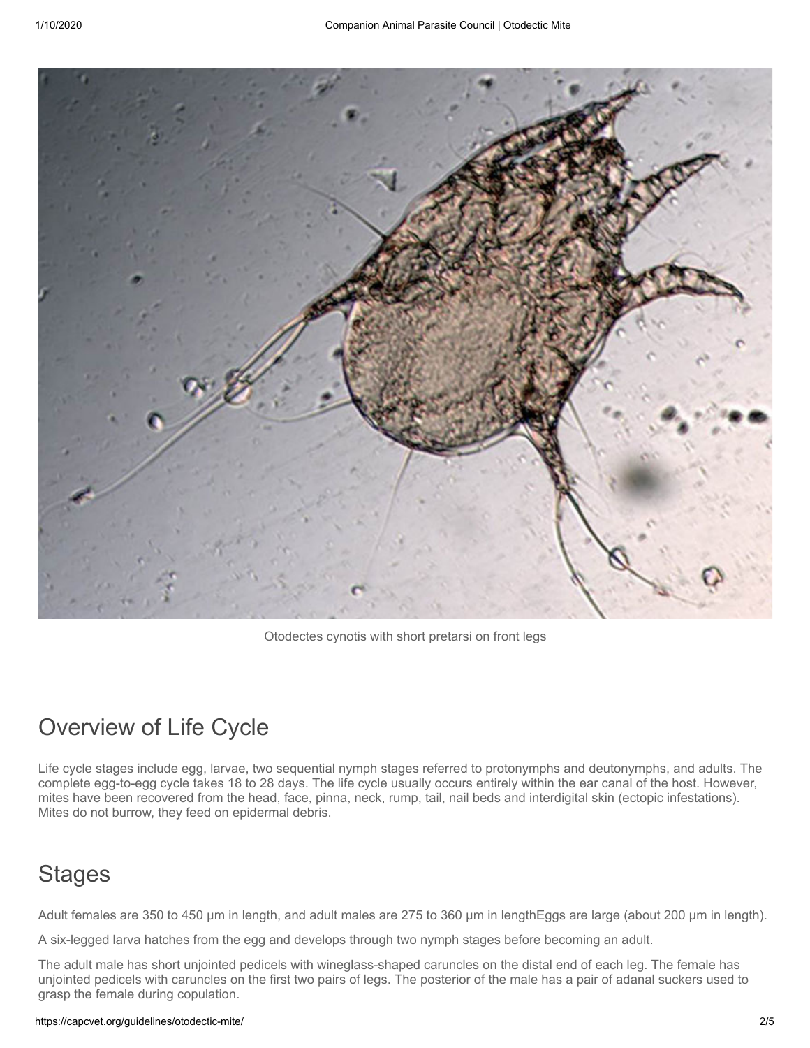Otodectes cynotis with short pretarsi on front legs

## Overview of Life Cycle

Life cycle stages include egg, larvae, two sequential nymph stages referred to protonymphs and deutonymphs, and adults. The complete egg-to-egg cycle takes 18 to 28 days. The life cycle usually occurs entirely within the ear canal of the host. However, mites have been recovered from the head, face, pinna, neck, rump, tail, nail beds and interdigital skin (ectopic infestations). Mites do not burrow, they feed on epidermal debris.

## Stages

Adult females are 350 to 450 µm in length, and adult males are 275 to 360 µm in lengthEggs are large (about 200 µm in length).

A six-legged larva hatches from the egg and develops through two nymph stages before becoming an adult.

The adult male has short unjointed pedicels with wineglass-shaped caruncles on the distal end of each leg. The female has unjointed pedicels with caruncles on the first two pairs of legs. The posterior of the male has a pair of adanal suckers used to grasp the female during copulation.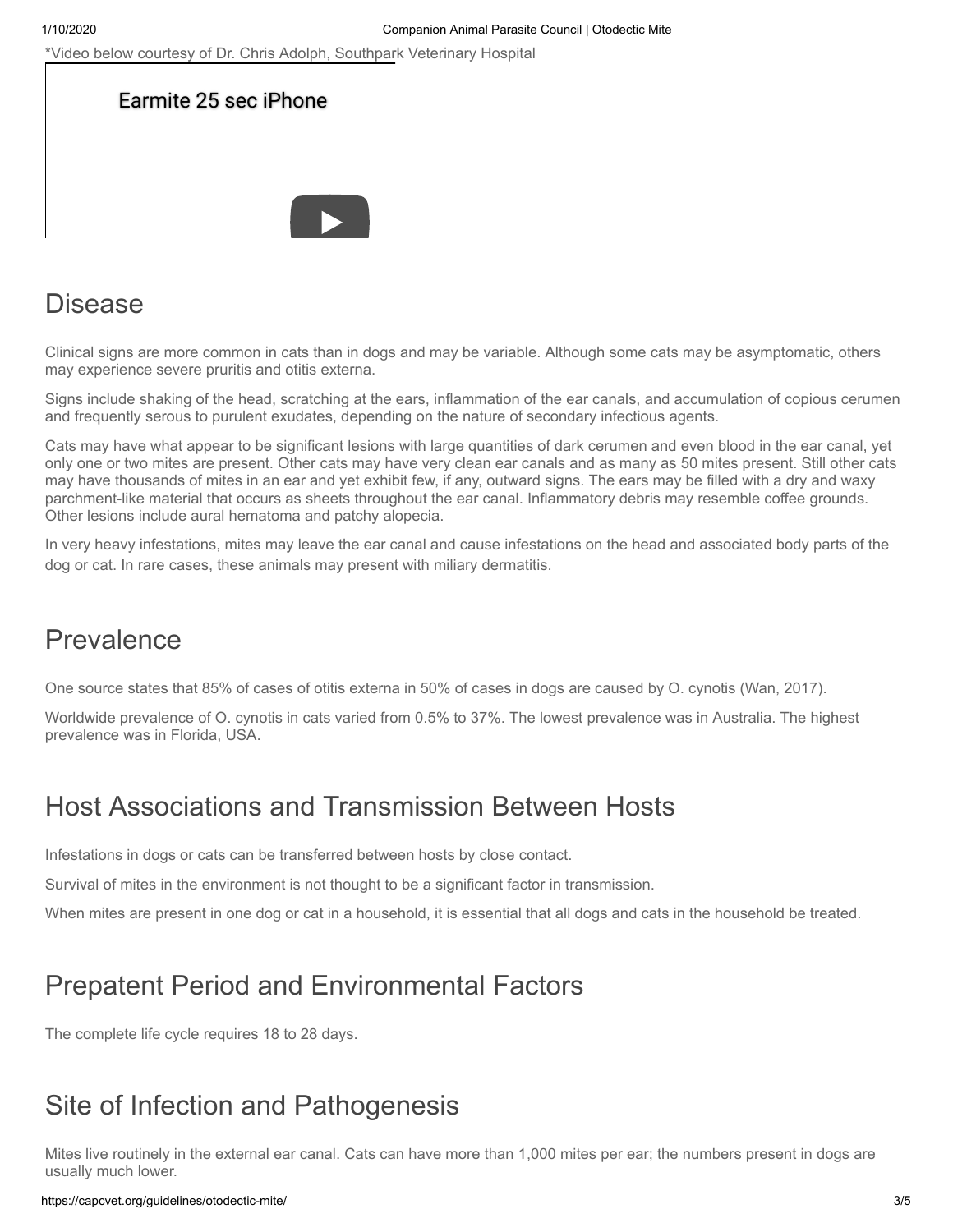*Video below courtesy of Dr. Chris Adolph, Southpark Veterinary Hospital

Earmite 25 sec iPhone

## Disease

Clinical signs are more common in cats than in dogs and may be variable. Although some cats may be asymptomatic, others may experience severe pruritis and otitis externa.

Signs include shaking of the head, scratching at the ears, inflammation of the ear canals, and accumulation of copious cerumen and frequently serous to purulent exudates, depending on the nature of secondary infectious agents.

Cats may have what appear to be significant lesions with large quantities of dark cerumen and even blood in the ear canal, yet only one or two mites are present. Other cats may have very clean ear canals and as many as 50 mites present. Still other cats may have thousands of mites in an ear and yet exhibit few, if any, outward signs. The ears may be filled with a dry and waxy parchment-like material that occurs as sheets throughout the ear canal. Inflammatory debris may resemble coffee grounds. Other lesions include aural hematoma and patchy alopecia.

In very heavy infestations, mites may leave the ear canal and cause infestations on the head and associated body parts of the dog or cat. In rare cases, these animals may present with miliary dermatitis.

## Prevalence

One source states that 85% of cases of otitis externa in 50% of cases in dogs are caused by O. cynotis (Wan, 2017).

Worldwide prevalence of O. cynotis in cats varied from 0.5% to 37%. The lowest prevalence was in Australia. The highest prevalence was in Florida, USA.

## Host Associations and Transmission Between Hosts

Infestations in dogs or cats can be transferred between hosts by close contact.

Survival of mites in the environment is not thought to be a significant factor in transmission.

When mites are present in one dog or cat in a household, it is essential that all dogs and cats in the household be treated.

## Prepatent Period and Environmental Factors

The complete life cycle requires 18 to 28 days.

## Site of Infection and Pathogenesis

Mites live routinely in the external ear canal. Cats can have more than 1,000 mites per ear; the numbers present in dogs are usually much lower.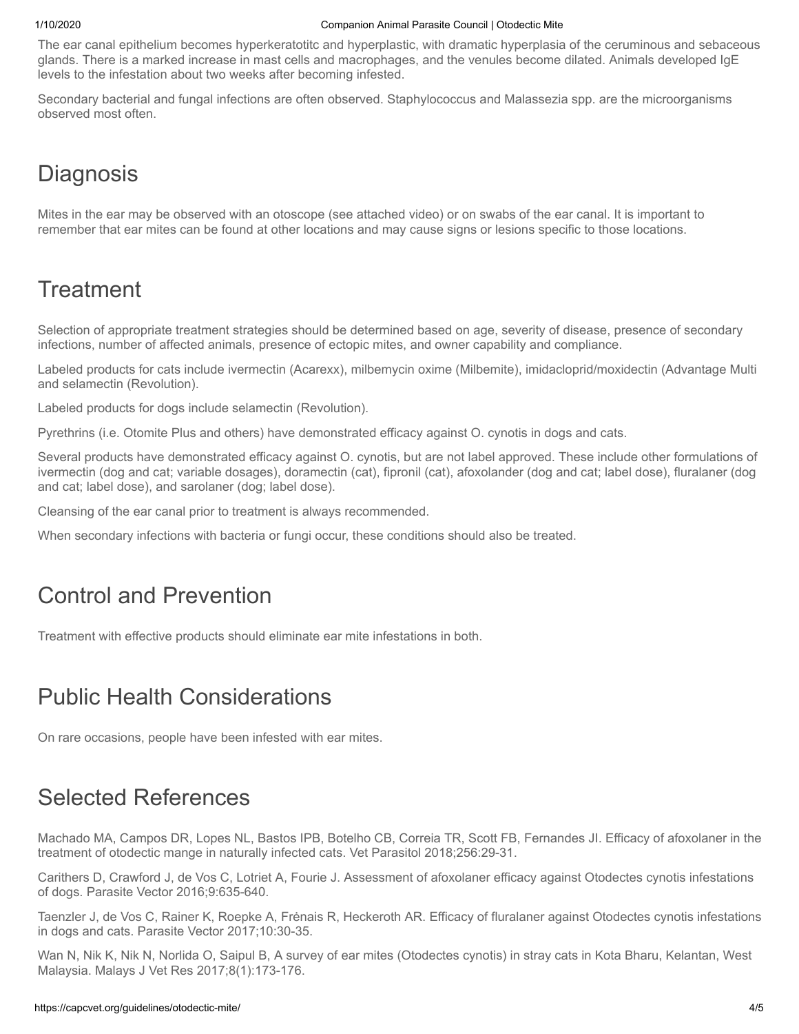The ear canal epithelium becomes hyperkeratotitc and hyperplastic, with dramatic hyperplasia of the ceruminous and sebaceous glands. There is a marked increase in mast cells and macrophages, and the venules become dilated. Animals developed IgE levels to the infestation about two weeks after becoming infested.

Secondary bacterial and fungal infections are often observed. Staphylococcus and Malassezia spp. are the microorganisms observed most often.

## Diagnosis

Mites in the ear may be observed with an otoscope (see attached video) or on swabs of the ear canal. It is important to remember that ear mites can be found at other locations and may cause signs or lesions specific to those locations.

## Treatment

Selection of appropriate treatment strategies should be determined based on age, severity of disease, presence of secondary infections, number of affected animals, presence of ectopic mites, and owner capability and compliance.

Labeled products for cats include ivermectin (Acarexx), milbemycin oxime (Milbemite), imidacloprid/moxidectin (Advantage Multi and selamectin (Revolution).

Labeled products for dogs include selamectin (Revolution).

Pyrethrins (i.e. Otomite Plus and others) have demonstrated efficacy against O. cynotis in dogs and cats.

Several products have demonstrated efficacy against O. cynotis, but are not label approved. These include other formulations of ivermectin (dog and cat; variable dosages), doramectin (cat), fipronil (cat), afoxolander (dog and cat; label dose), fluralaner (dog and cat; label dose), and sarolaner (dog; label dose).

Cleansing of the ear canal prior to treatment is always recommended.

When secondary infections with bacteria or fungi occur, these conditions should also be treated.

## Control and Prevention

Treatment with effective products should eliminate ear mite infestations in both.

## Public Health Considerations

On rare occasions, people have been infested with ear mites.

## Selected References

Machado MA, Campos DR, Lopes NL, Bastos IPB, Botelho CB, Correia TR, Scott FB, Fernandes JI. Efficacy of afoxolaner in the treatment of otodectic mange in naturally infected cats. Vet Parasitol 2018;256:29-31.

Carithers D, Crawford J, de Vos C, Lotriet A, Fourie J. Assessment of afoxolaner efficacy against Otodectes cynotis infestations of dogs. Parasite Vector 2016;9:635-640.

Taenzler J, de Vos C, Rainer K, Roepke A, Frènais R, Heckeroth AR. Efficacy of fluralaner against Otodectes cynotis infestations in dogs and cats. Parasite Vector 2017;10:30-35.

Wan N, Nik K, Nik N, Norlida O, Saipul B, A survey of ear mites (Otodectes cynotis) in stray cats in Kota Bharu, Kelantan, West Malaysia. Malays J Vet Res 2017;8(1):173-176.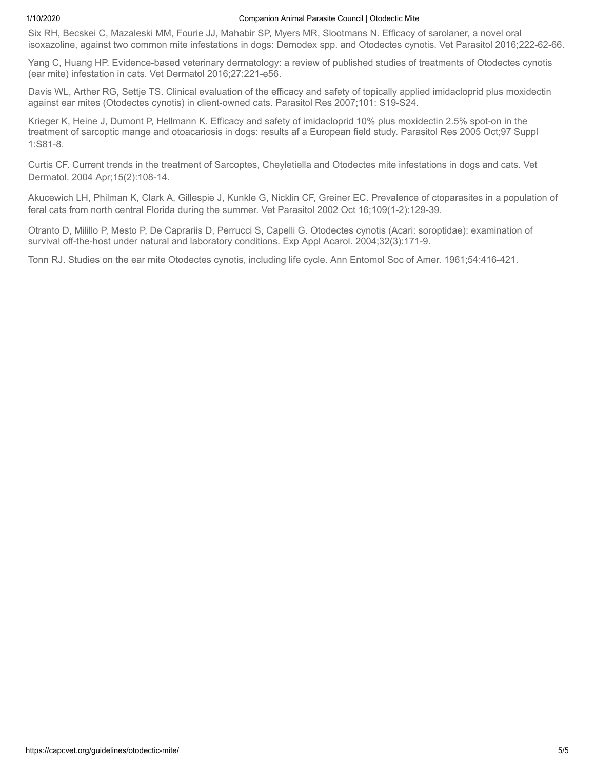Six RH, Becskei C, Mazaleski MM, Fourie JJ, Mahabir SP, Myers MR, Slootmans N. Efficacy of sarolaner, a novel oral isoxazoline, against two common mite infestations in dogs: Demodex spp. and Otodectes cynotis. Vet Parasitol 2016;222-62-66.

Yang C, Huang HP. Evidence-based veterinary dermatology: a review of published studies of treatments of Otodectes cynotis (ear mite) infestation in cats. Vet Dermatol 2016;27:221-e56.

Davis WL, Arther RG, Settje TS. Clinical evaluation of the efficacy and safety of topically applied imidacloprid plus moxidectin against ear mites (Otodectes cynotis) in client-owned cats. Parasitol Res 2007;101: S19-S24.

Krieger K, Heine J, Dumont P, Hellmann K. Efficacy and safety of imidacloprid 10% plus moxidectin 2.5% spot-on in the treatment of sarcoptic mange and otoacariosis in dogs: results af a European field study. Parasitol Res 2005 Oct;97 Suppl 1:S81-8.

Curtis CF. Current trends in the treatment of Sarcoptes, Cheyletiella and Otodectes mite infestations in dogs and cats. Vet Dermatol. 2004 Apr;15(2):108-14.

Akucewich LH, Philman K, Clark A, Gillespie J, Kunkle G, Nicklin CF, Greiner EC. Prevalence of ctoparasites in a population of feral cats from north central Florida during the summer. Vet Parasitol 2002 Oct 16;109(1-2):129-39.

Otranto D, Milillo P, Mesto P, De Caprariis D, Perrucci S, Capelli G. Otodectes cynotis (Acari: soroptidae): examination of survival off-the-host under natural and laboratory conditions. Exp Appl Acarol. 2004;32(3):171-9.

Tonn RJ. Studies on the ear mite Otodectes cynotis, including life cycle. Ann Entomol Soc of Amer. 1961;54:416-421.